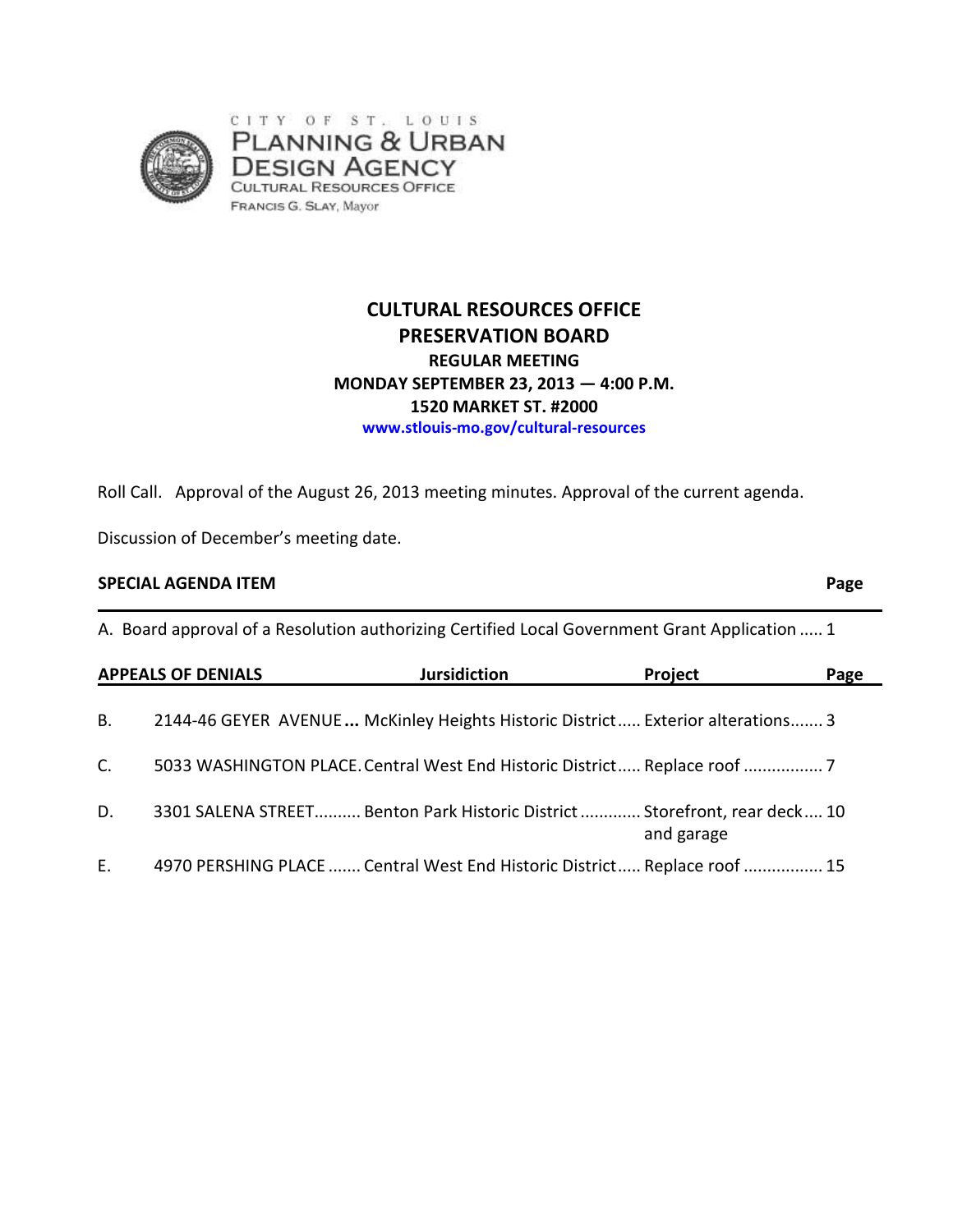CITY OF ST. LOUIS
PLANNING & URBAN DESIGN AGENCY
CULTURAL RESOURCES OFFICE
FRANCIS G. SLAY, Mayor

# CULTURAL RESOURCES OFFICE
# PRESERVATION BOARD

**REGULAR MEETING**
**MONDAY SEPTEMBER 23, 2013 — 4:00 P.M.**
**1520 MARKET ST. #2000**
**www.stlouis-mo.gov/cultural-resources**

Roll Call. Approval of the August 26, 2013 meeting minutes. Approval of the current agenda.

Discussion of December's meeting date.

| **SPECIAL AGENDA ITEM** | **Page** |
|---|---|
| A. Board approval of a Resolution authorizing Certified Local Government Grant Application | 1 |

| | **APPEALS OF DENIALS** | **Jursidiction** | **Project** | **Page** |
|---|---|---|---|---|
| B. | 2144-46 GEYER AVENUE | McKinley Heights Historic District | Exterior alterations | 3 |
| C. | 5033 WASHINGTON PLACE | Central West End Historic District | Replace roof | 7 |
| D. | 3301 SALENA STREET | Benton Park Historic District | Storefront, rear deck and garage | 10 |
| E. | 4970 PERSHING PLACE | Central West End Historic District | Replace roof | 15 |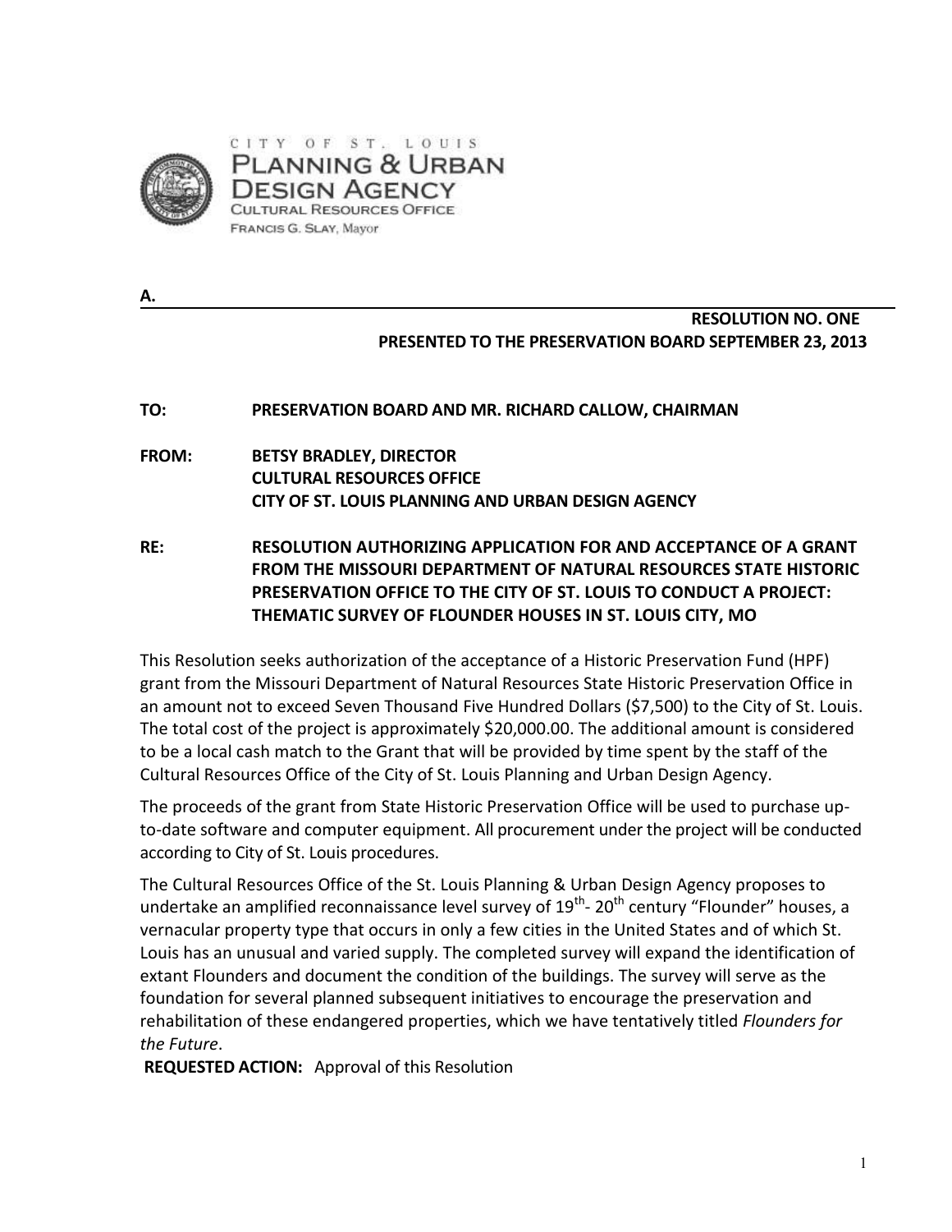CITY OF ST. LOUIS
PLANNING & URBAN DESIGN AGENCY
CULTURAL RESOURCES OFFICE
FRANCIS G. SLAY, Mayor

**A.**

**RESOLUTION NO. ONE**
**PRESENTED TO THE PRESERVATION BOARD SEPTEMBER 23, 2013**

**TO:** **PRESERVATION BOARD AND MR. RICHARD CALLOW, CHAIRMAN**

**FROM:** **BETSY BRADLEY, DIRECTOR**
**CULTURAL RESOURCES OFFICE**
**CITY OF ST. LOUIS PLANNING AND URBAN DESIGN AGENCY**

**RE:** **RESOLUTION AUTHORIZING APPLICATION FOR AND ACCEPTANCE OF A GRANT FROM THE MISSOURI DEPARTMENT OF NATURAL RESOURCES STATE HISTORIC PRESERVATION OFFICE TO THE CITY OF ST. LOUIS TO CONDUCT A PROJECT: THEMATIC SURVEY OF FLOUNDER HOUSES IN ST. LOUIS CITY, MO**

This Resolution seeks authorization of the acceptance of a Historic Preservation Fund (HPF) grant from the Missouri Department of Natural Resources State Historic Preservation Office in an amount not to exceed Seven Thousand Five Hundred Dollars ($7,500) to the City of St. Louis. The total cost of the project is approximately $20,000.00. The additional amount is considered to be a local cash match to the Grant that will be provided by time spent by the staff of the Cultural Resources Office of the City of St. Louis Planning and Urban Design Agency.

The proceeds of the grant from State Historic Preservation Office will be used to purchase up-to-date software and computer equipment. All procurement under the project will be conducted according to City of St. Louis procedures.

The Cultural Resources Office of the St. Louis Planning & Urban Design Agency proposes to undertake an amplified reconnaissance level survey of 19th- 20th century "Flounder" houses, a vernacular property type that occurs in only a few cities in the United States and of which St. Louis has an unusual and varied supply. The completed survey will expand the identification of extant Flounders and document the condition of the buildings. The survey will serve as the foundation for several planned subsequent initiatives to encourage the preservation and rehabilitation of these endangered properties, which we have tentatively titled *Flounders for the Future*.

**REQUESTED ACTION:** Approval of this Resolution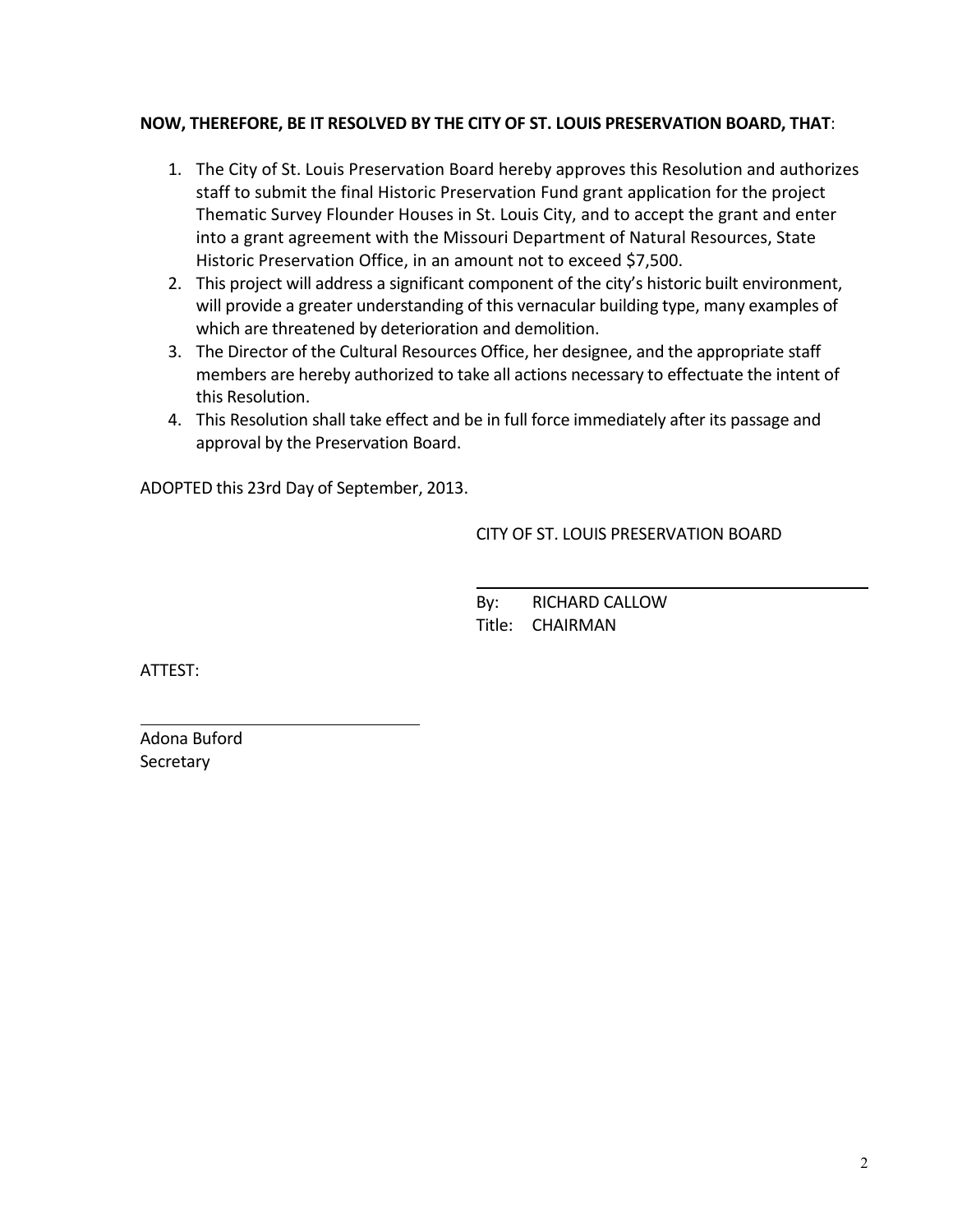**NOW, THEREFORE, BE IT RESOLVED BY THE CITY OF ST. LOUIS PRESERVATION BOARD, THAT**:

1. The City of St. Louis Preservation Board hereby approves this Resolution and authorizes staff to submit the final Historic Preservation Fund grant application for the project Thematic Survey Flounder Houses in St. Louis City, and to accept the grant and enter into a grant agreement with the Missouri Department of Natural Resources, State Historic Preservation Office, in an amount not to exceed $7,500.
2. This project will address a significant component of the city's historic built environment, will provide a greater understanding of this vernacular building type, many examples of which are threatened by deterioration and demolition.
3. The Director of the Cultural Resources Office, her designee, and the appropriate staff members are hereby authorized to take all actions necessary to effectuate the intent of this Resolution.
4. This Resolution shall take effect and be in full force immediately after its passage and approval by the Preservation Board.

ADOPTED this 23rd Day of September, 2013.

CITY OF ST. LOUIS PRESERVATION BOARD

By: RICHARD CALLOW
Title: CHAIRMAN

ATTEST:

Adona Buford
Secretary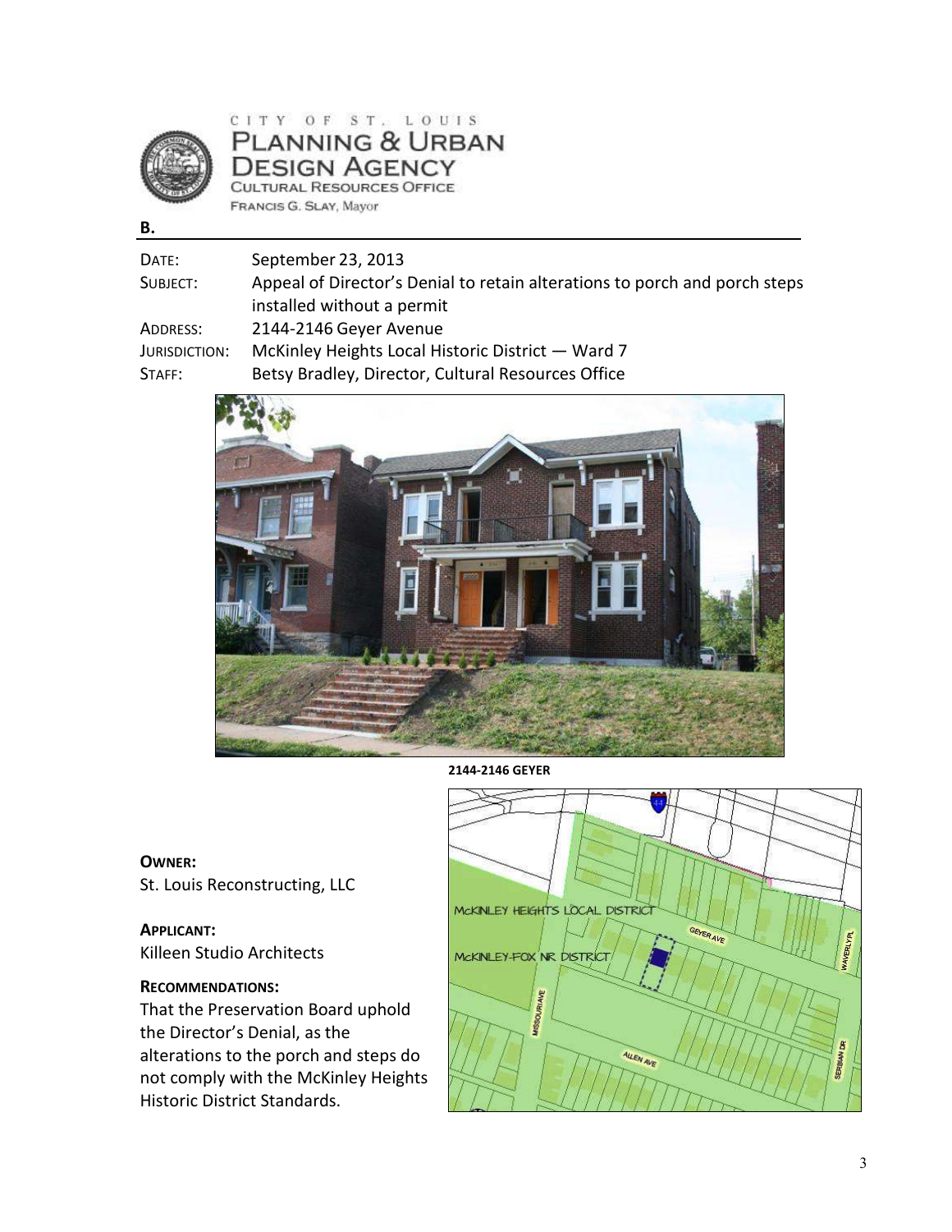CITY OF ST. LOUIS
PLANNING & URBAN DESIGN AGENCY
CULTURAL RESOURCES OFFICE
FRANCIS G. SLAY, Mayor

**B.**

| | |
|---|---|
| DATE: | September 23, 2013 |
| SUBJECT: | Appeal of Director's Denial to retain alterations to porch and porch steps installed without a permit |
| ADDRESS: | 2144-2146 Geyer Avenue |
| JURISDICTION: | McKinley Heights Local Historic District — Ward 7 |
| STAFF: | Betsy Bradley, Director, Cultural Resources Office |

**2144-2146 GEYER**

**OWNER:**
St. Louis Reconstructing, LLC

**APPLICANT:**
Killeen Studio Architects

**RECOMMENDATIONS:**
That the Preservation Board uphold the Director's Denial, as the alterations to the porch and steps do not comply with the McKinley Heights Historic District Standards.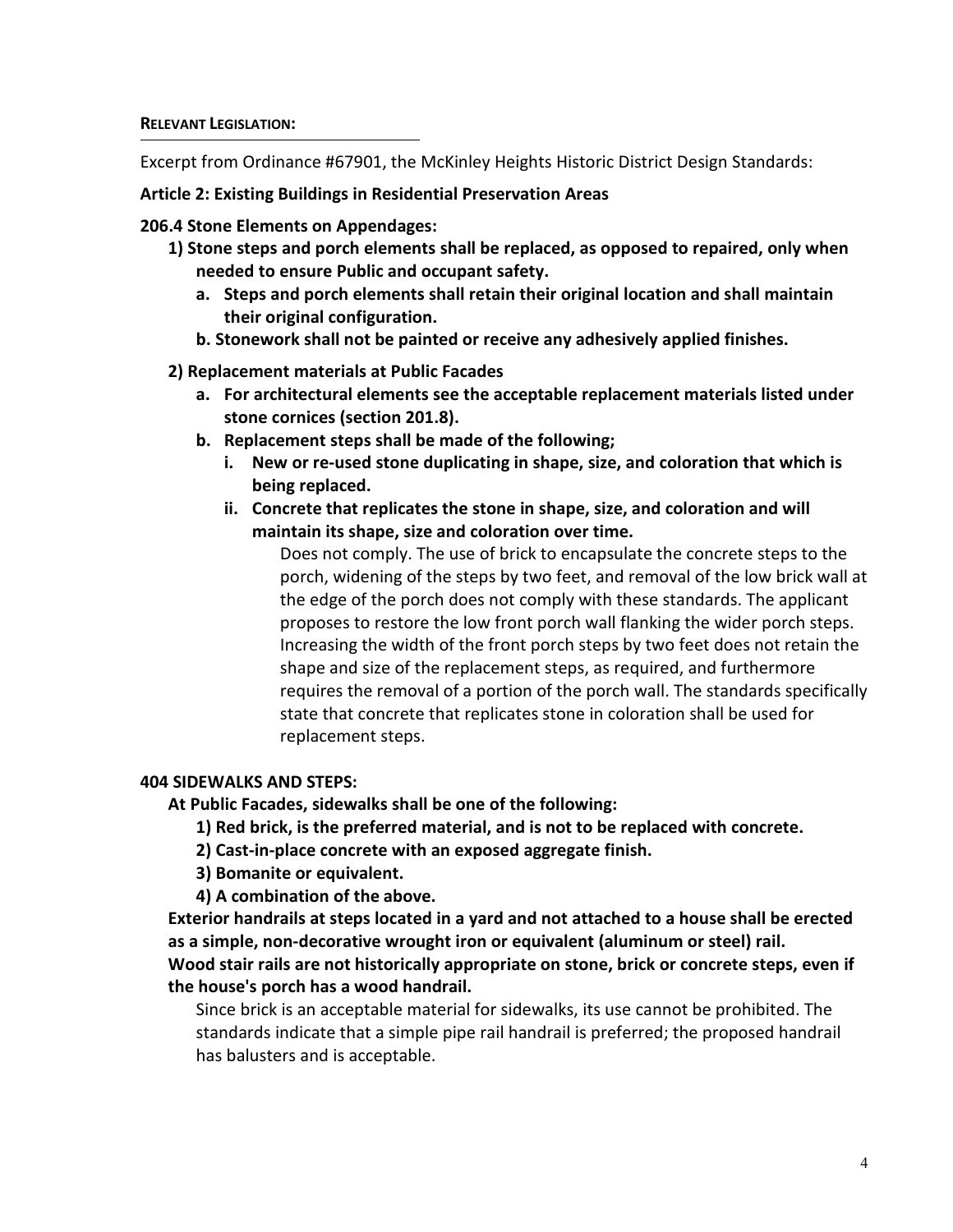**RELEVANT LEGISLATION:**

Excerpt from Ordinance #67901, the McKinley Heights Historic District Design Standards:

**Article 2: Existing Buildings in Residential Preservation Areas**

**206.4 Stone Elements on Appendages:**

**1) Stone steps and porch elements shall be replaced, as opposed to repaired, only when needed to ensure Public and occupant safety.**

- **a. Steps and porch elements shall retain their original location and shall maintain their original configuration.**
- **b. Stonework shall not be painted or receive any adhesively applied finishes.**

**2) Replacement materials at Public Facades**

- **a. For architectural elements see the acceptable replacement materials listed under stone cornices (section 201.8).**
- **b. Replacement steps shall be made of the following;**
  - **i. New or re-used stone duplicating in shape, size, and coloration that which is being replaced.**
  - **ii. Concrete that replicates the stone in shape, size, and coloration and will maintain its shape, size and coloration over time.**

    Does not comply. The use of brick to encapsulate the concrete steps to the porch, widening of the steps by two feet, and removal of the low brick wall at the edge of the porch does not comply with these standards. The applicant proposes to restore the low front porch wall flanking the wider porch steps. Increasing the width of the front porch steps by two feet does not retain the shape and size of the replacement steps, as required, and furthermore requires the removal of a portion of the porch wall. The standards specifically state that concrete that replicates stone in coloration shall be used for replacement steps.

**404 SIDEWALKS AND STEPS:**

**At Public Facades, sidewalks shall be one of the following:**

**1) Red brick, is the preferred material, and is not to be replaced with concrete.**

**2) Cast-in-place concrete with an exposed aggregate finish.**

**3) Bomanite or equivalent.**

**4) A combination of the above.**

**Exterior handrails at steps located in a yard and not attached to a house shall be erected as a simple, non-decorative wrought iron or equivalent (aluminum or steel) rail.**

**Wood stair rails are not historically appropriate on stone, brick or concrete steps, even if the house's porch has a wood handrail.**

Since brick is an acceptable material for sidewalks, its use cannot be prohibited. The standards indicate that a simple pipe rail handrail is preferred; the proposed handrail has balusters and is acceptable.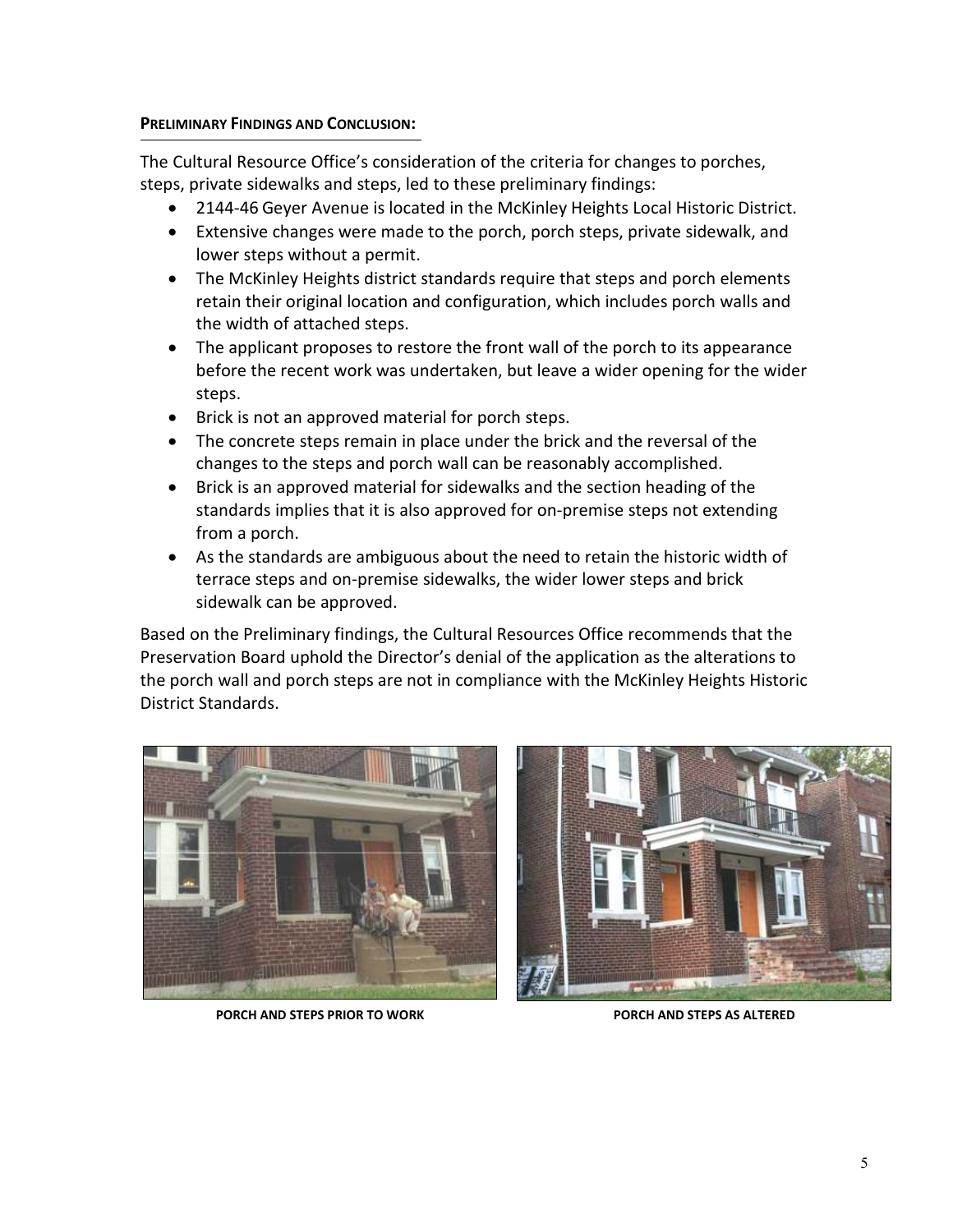**Preliminary Findings and Conclusion:**

The Cultural Resource Office's consideration of the criteria for changes to porches, steps, private sidewalks and steps, led to these preliminary findings:

- 2144-46 Geyer Avenue is located in the McKinley Heights Local Historic District.
- Extensive changes were made to the porch, porch steps, private sidewalk, and lower steps without a permit.
- The McKinley Heights district standards require that steps and porch elements retain their original location and configuration, which includes porch walls and the width of attached steps.
- The applicant proposes to restore the front wall of the porch to its appearance before the recent work was undertaken, but leave a wider opening for the wider steps.
- Brick is not an approved material for porch steps.
- The concrete steps remain in place under the brick and the reversal of the changes to the steps and porch wall can be reasonably accomplished.
- Brick is an approved material for sidewalks and the section heading of the standards implies that it is also approved for on-premise steps not extending from a porch.
- As the standards are ambiguous about the need to retain the historic width of terrace steps and on-premise sidewalks, the wider lower steps and brick sidewalk can be approved.

Based on the Preliminary findings, the Cultural Resources Office recommends that the Preservation Board uphold the Director's denial of the application as the alterations to the porch wall and porch steps are not in compliance with the McKinley Heights Historic District Standards.

**PORCH AND STEPS PRIOR TO WORK**

**PORCH AND STEPS AS ALTERED**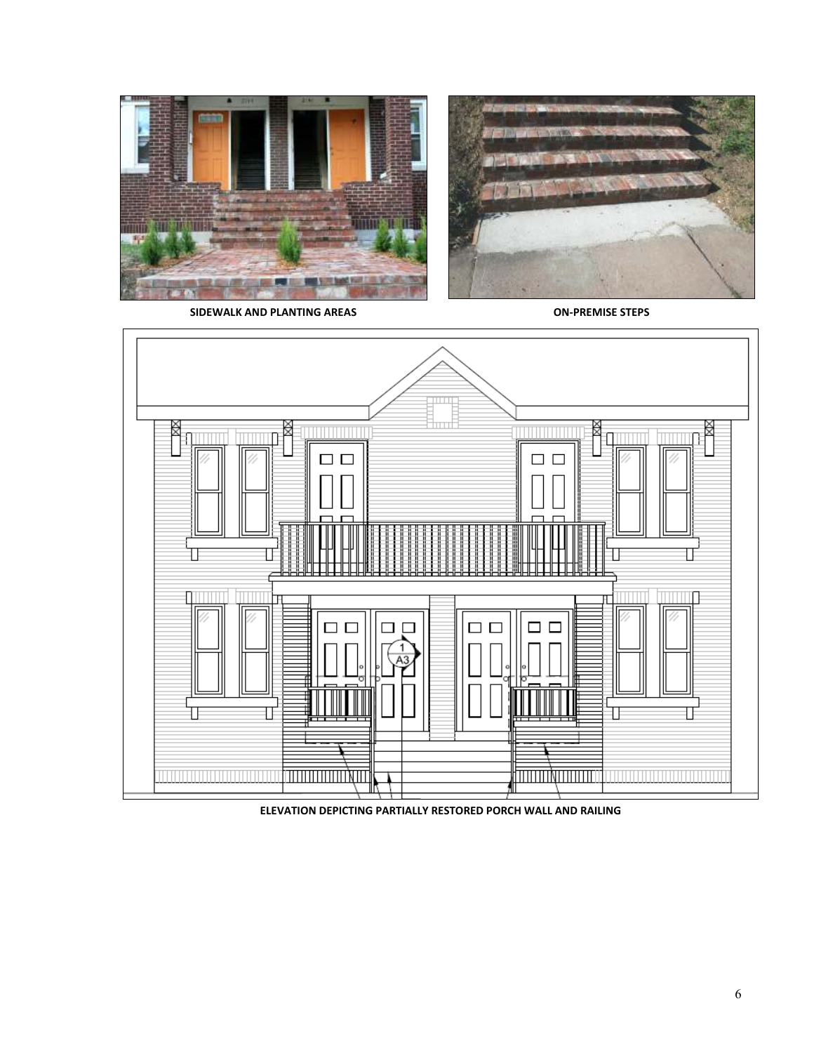**SIDEWALK AND PLANTING AREAS**

**ON-PREMISE STEPS**

**ELEVATION DEPICTING PARTIALLY RESTORED PORCH WALL AND RAILING**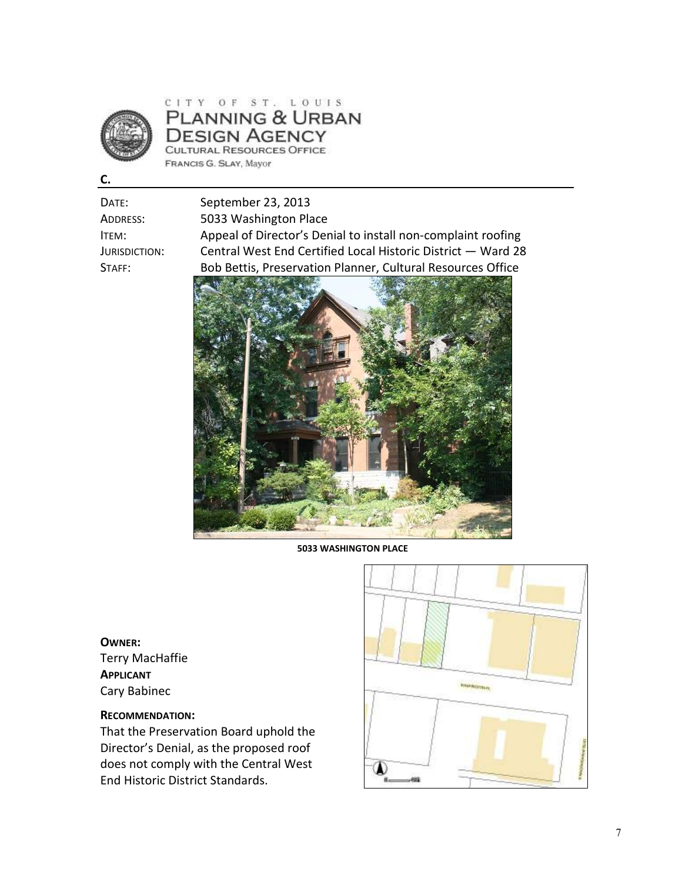CITY OF ST. LOUIS
PLANNING & URBAN DESIGN AGENCY
CULTURAL RESOURCES OFFICE
FRANCIS G. SLAY, Mayor

**C.**

DATE: September 23, 2013
ADDRESS: 5033 Washington Place
ITEM: Appeal of Director's Denial to install non-complaint roofing
JURISDICTION: Central Wetst End Certified Local Historic District — Ward 28
STAFF: Bob Bettis, Preservation Planner, Cultural Resources Office

**5033 WASHINGTON PLACE**

**OWNER:**
Terry MacHaffie
**APPLICANT**
Cary Babinec

**RECOMMENDATION:**
That the Preservation Board uphold the Director's Denial, as the proposed roof does not comply with the Central West End Historic District Standards.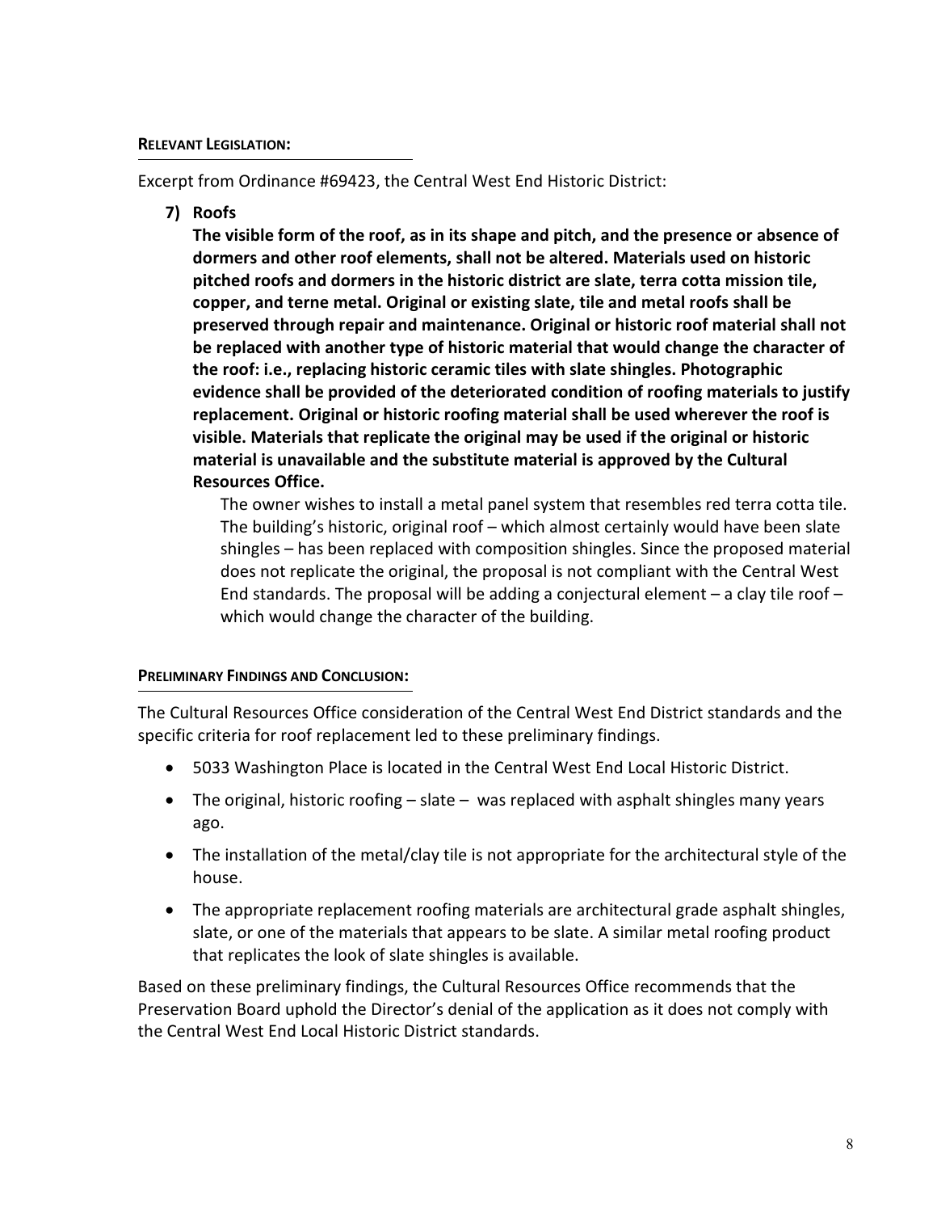**RELEVANT LEGISLATION:**

Excerpt from Ordinance #69423, the Central West End Historic District:

**7) Roofs**

**The visible form of the roof, as in its shape and pitch, and the presence or absence of dormers and other roof elements, shall not be altered. Materials used on historic pitched roofs and dormers in the historic district are slate, terra cotta mission tile, copper, and terne metal. Original or existing slate, tile and metal roofs shall be preserved through repair and maintenance. Original or historic roof material shall not be replaced with another type of historic material that would change the character of the roof: i.e., replacing historic ceramic tiles with slate shingles. Photographic evidence shall be provided of the deteriorated condition of roofing materials to justify replacement. Original or historic roofing material shall be used wherever the roof is visible. Materials that replicate the original may be used if the original or historic material is unavailable and the substitute material is approved by the Cultural Resources Office.**

The owner wishes to install a metal panel system that resembles red terra cotta tile. The building's historic, original roof – which almost certainly would have been slate shingles – has been replaced with composition shingles. Since the proposed material does not replicate the original, the proposal is not compliant with the Central West End standards. The proposal will be adding a conjectural element – a clay tile roof – which would change the character of the building.

**PRELIMINARY FINDINGS AND CONCLUSION:**

The Cultural Resources Office consideration of the Central West End District standards and the specific criteria for roof replacement led to these preliminary findings.

- 5033 Washington Place is located in the Central West End Local Historic District.
- The original, historic roofing – slate – was replaced with asphalt shingles many years ago.
- The installation of the metal/clay tile is not appropriate for the architectural style of the house.
- The appropriate replacement roofing materials are architectural grade asphalt shingles, slate, or one of the materials that appears to be slate. A similar metal roofing product that replicates the look of slate shingles is available.

Based on these preliminary findings, the Cultural Resources Office recommends that the Preservation Board uphold the Director's denial of the application as it does not comply with the Central West End Local Historic District standards.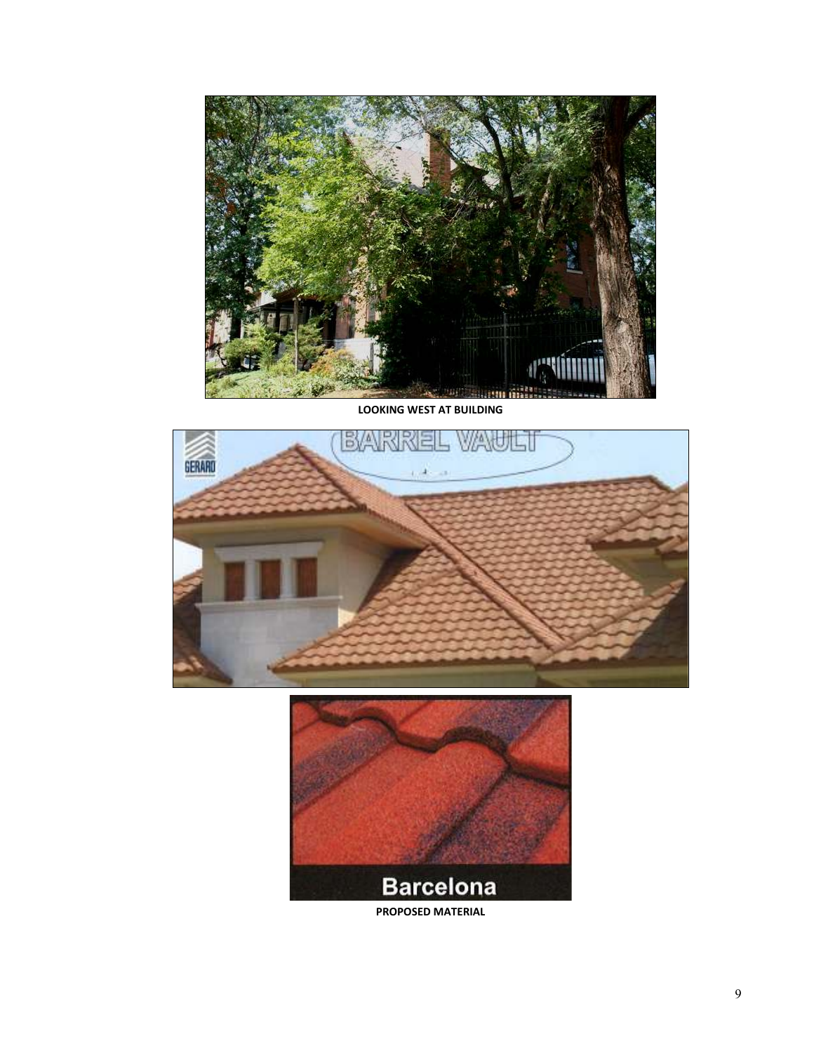**LOOKING WEST AT BUILDING**

**PROPOSED MATERIAL**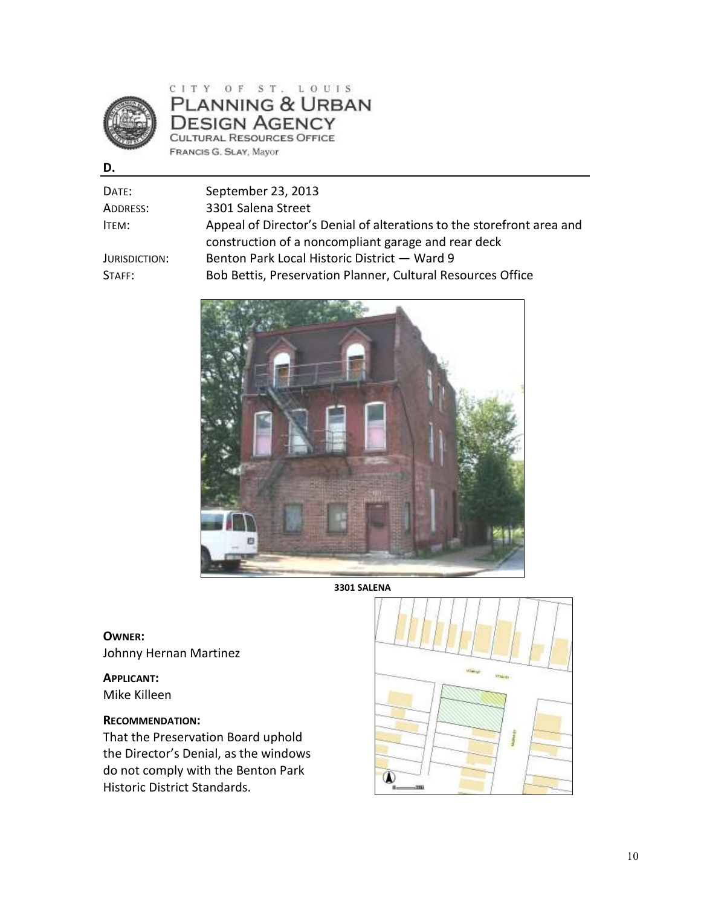CITY OF ST. LOUIS
PLANNING & URBAN DESIGN AGENCY
CULTURAL RESOURCES OFFICE
FRANCIS G. SLAY, Mayor

**D.**

| | |
|---|---|
| DATE: | September 23, 2013 |
| ADDRESS: | 3301 Salena Street |
| ITEM: | Appeal of Director's Denial of alterations to the storefront area and construction of a noncompliant garage and rear deck |
| JURISDICTION: | Benton Park Local Historic District — Ward 9 |
| STAFF: | Bob Bettis, Preservation Planner, Cultural Resources Office |

**3301 SALENA**

**OWNER:**
Johnny Hernan Martinez

**APPLICANT:**
Mike Killeen

**RECOMMENDATION:**
That the Preservation Board uphold the Director's Denial, as the windows do not comply with the Benton Park Historic District Standards.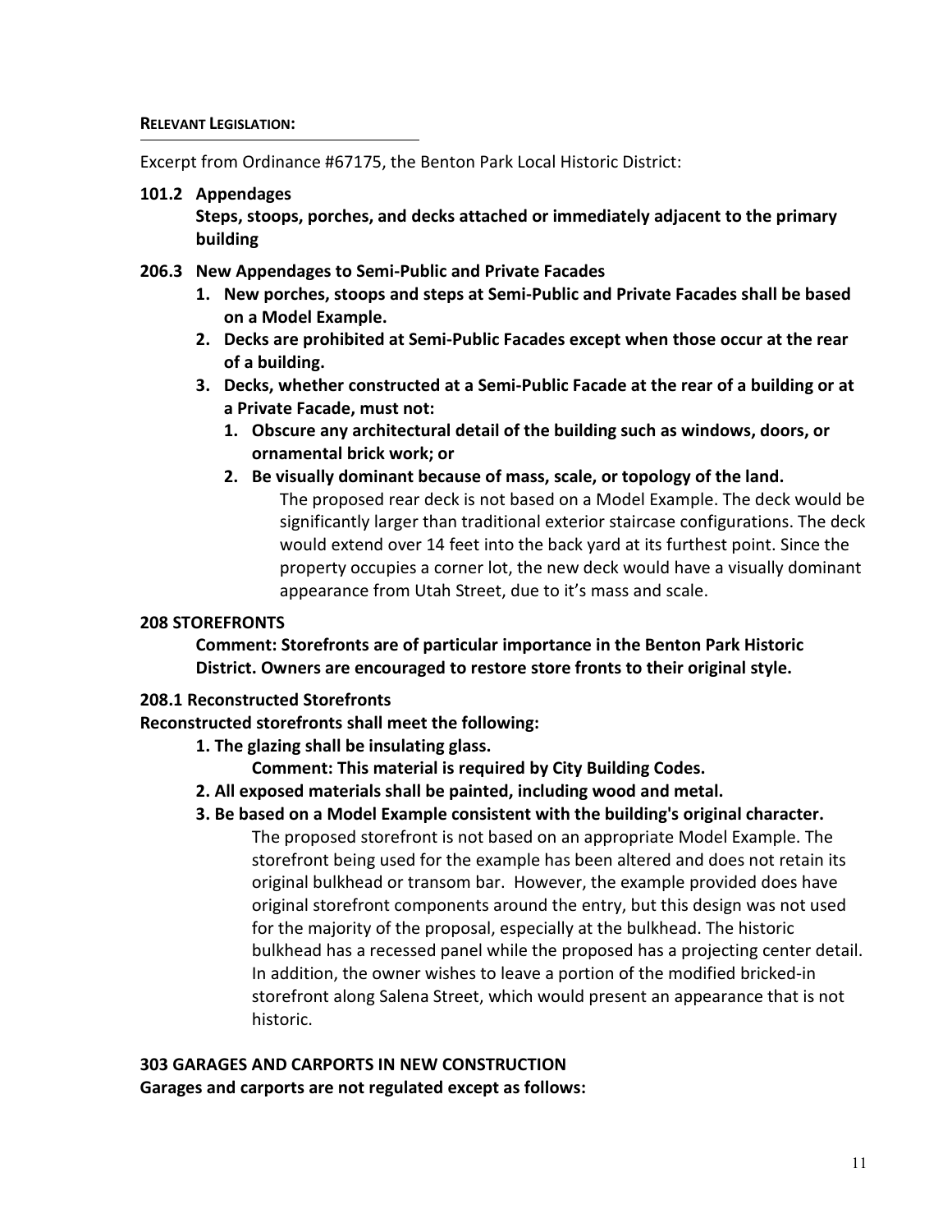**RELEVANT LEGISLATION:**

Excerpt from Ordinance #67175, the Benton Park Local Historic District:

**101.2 Appendages**

**Steps, stoops, porches, and decks attached or immediately adjacent to the primary building**

**206.3 New Appendages to Semi-Public and Private Facades**

1. **New porches, stoops and steps at Semi-Public and Private Facades shall be based on a Model Example.**
2. **Decks are prohibited at Semi-Public Facades except when those occur at the rear of a building.**
3. **Decks, whether constructed at a Semi-Public Facade at the rear of a building or at a Private Facade, must not:**
   1. **Obscure any architectural detail of the building such as windows, doors, or ornamental brick work; or**
   2. **Be visually dominant because of mass, scale, or topology of the land.**

      The proposed rear deck is not based on a Model Example. The deck would be significantly larger than traditional exterior staircase configurations. The deck would extend over 14 feet into the back yard at its furthest point. Since the property occupies a corner lot, the new deck would have a visually dominant appearance from Utah Street, due to it's mass and scale.

**208 STOREFRONTS**

**Comment: Storefronts are of particular importance in the Benton Park Historic District. Owners are encouraged to restore store fronts to their original style.**

**208.1 Reconstructed Storefronts**

**Reconstructed storefronts shall meet the following:**

1. **The glazing shall be insulating glass.**

   **Comment: This material is required by City Building Codes.**
2. **All exposed materials shall be painted, including wood and metal.**
3. **Be based on a Model Example consistent with the building's original character.**

   The proposed storefront is not based on an appropriate Model Example. The storefront being used for the example has been altered and does not retain its original bulkhead or transom bar. However, the example provided does have original storefront components around the entry, but this design was not used for the majority of the proposal, especially at the bulkhead. The historic bulkhead has a recessed panel while the proposed has a projecting center detail. In addition, the owner wishes to leave a portion of the modified bricked-in storefront along Salena Street, which would present an appearance that is not historic.

**303 GARAGES AND CARPORTS IN NEW CONSTRUCTION**

**Garages and carports are not regulated except as follows:**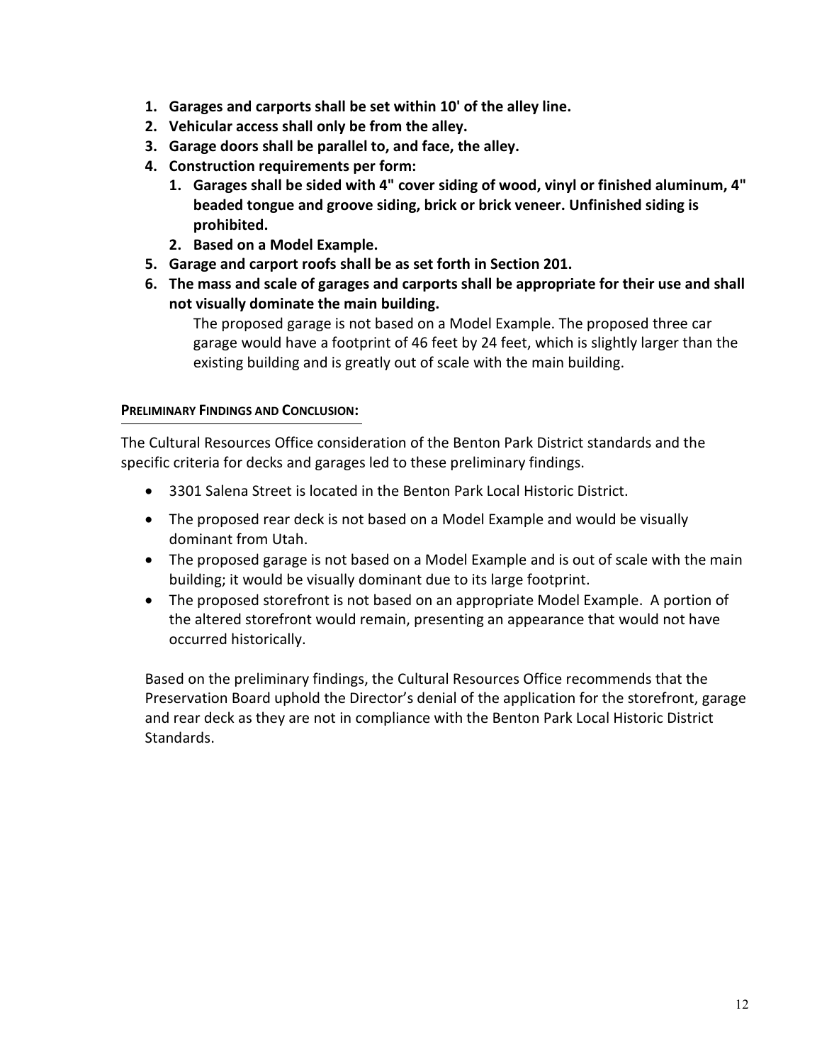1. **Garages and carports shall be set within 10' of the alley line.**
2. **Vehicular access shall only be from the alley.**
3. **Garage doors shall be parallel to, and face, the alley.**
4. **Construction requirements per form:**
    1. **Garages shall be sided with 4" cover siding of wood, vinyl or finished aluminum, 4" beaded tongue and groove siding, brick or brick veneer. Unfinished siding is prohibited.**
    2. **Based on a Model Example.**
5. **Garage and carport roofs shall be as set forth in Section 201.**
6. **The mass and scale of garages and carports shall be appropriate for their use and shall not visually dominate the main building.**

    The proposed garage is not based on a Model Example. The proposed three car garage would have a footprint of 46 feet by 24 feet, which is slightly larger than the existing building and is greatly out of scale with the main building.

**PRELIMINARY FINDINGS AND CONCLUSION:**

The Cultural Resources Office consideration of the Benton Park District standards and the specific criteria for decks and garages led to these preliminary findings.

- 3301 Salena Street is located in the Benton Park Local Historic District.
- The proposed rear deck is not based on a Model Example and would be visually dominant from Utah.
- The proposed garage is not based on a Model Example and is out of scale with the main building; it would be visually dominant due to its large footprint.
- The proposed storefront is not based on an appropriate Model Example. A portion of the altered storefront would remain, presenting an appearance that would not have occurred historically.

Based on the preliminary findings, the Cultural Resources Office recommends that the Preservation Board uphold the Director's denial of the application for the storefront, garage and rear deck as they are not in compliance with the Benton Park Local Historic District Standards.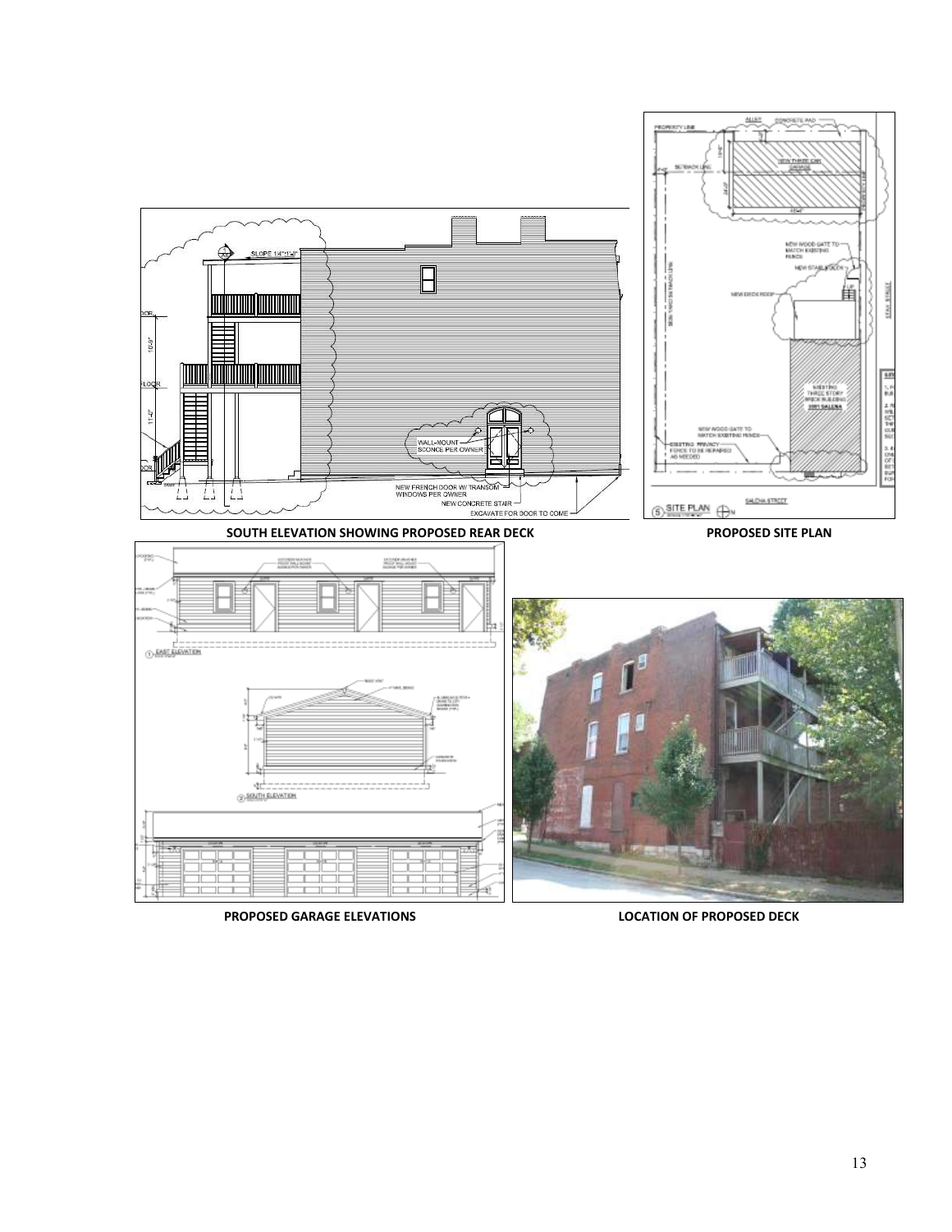**SOUTH ELEVATION SHOWING PROPOSED REAR DECK**

**PROPOSED SITE PLAN**

**PROPOSED GARAGE ELEVATIONS**

**LOCATION OF PROPOSED DECK**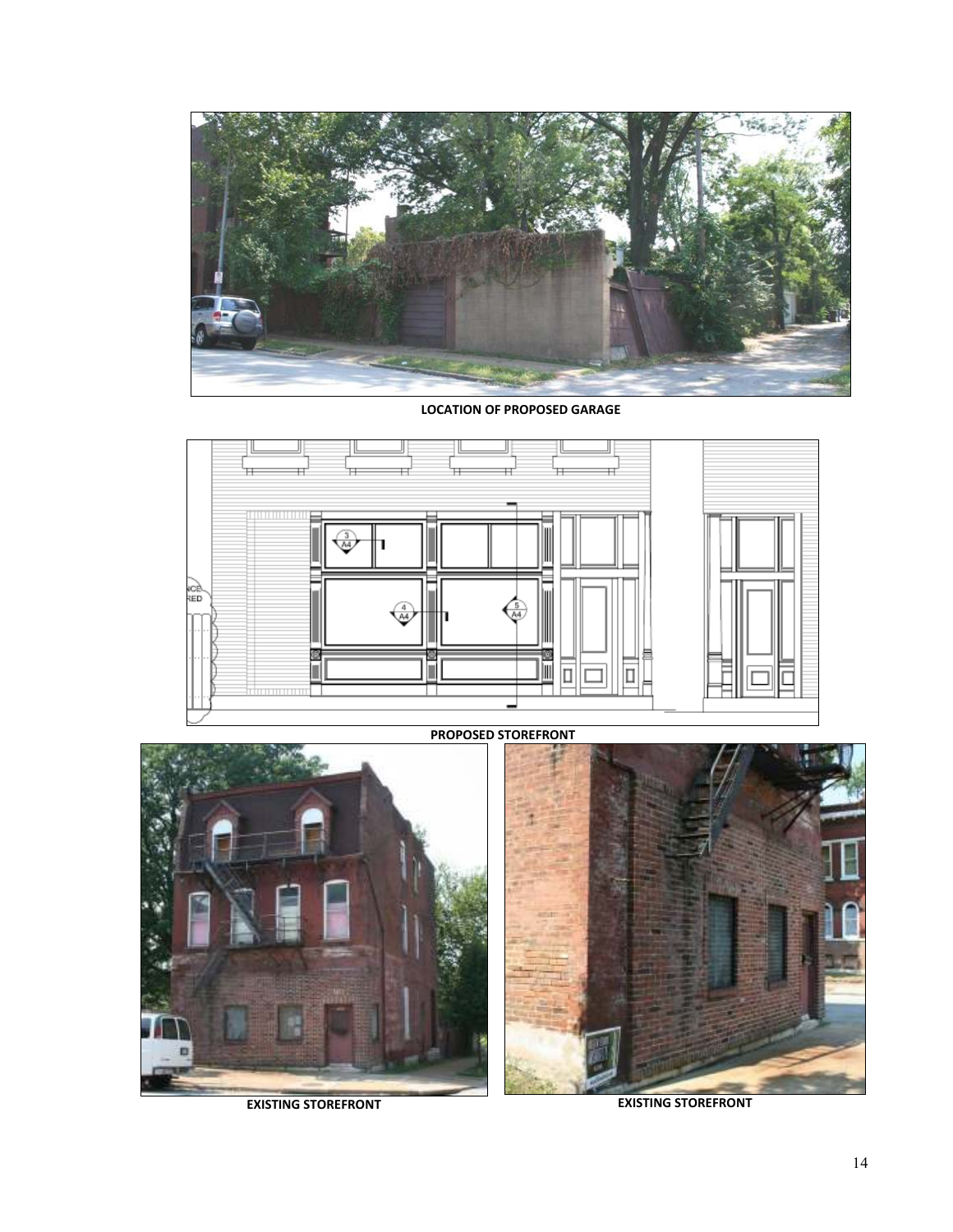**LOCATION OF PROPOSED GARAGE**

**PROPOSED STOREFRONT**

**EXISTING STOREFRONT**

**EXISTING STOREFRONT**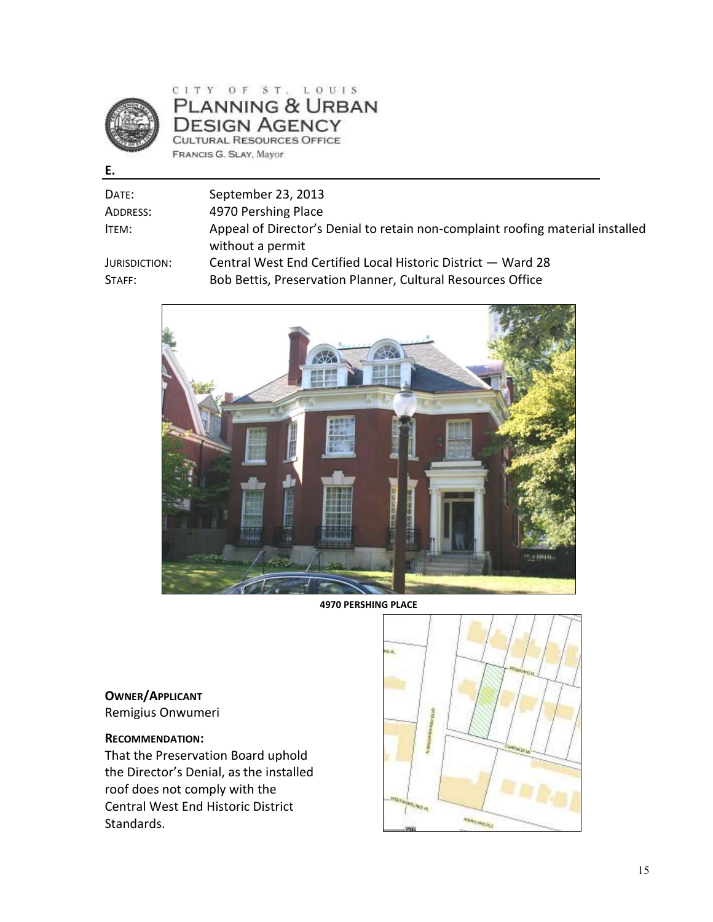CITY OF ST. LOUIS
PLANNING & URBAN DESIGN AGENCY
CULTURAL RESOURCES OFFICE
FRANCIS G. SLAY, Mayor

**E.**

| | |
|---|---|
| DATE: | September 23, 2013 |
| ADDRESS: | 4970 Pershing Place |
| ITEM: | Appeal of Director's Denial to retain non-complaint roofing material installed without a permit |
| JURISDICTION: | Central West End Certified Local Historic District — Ward 28 |
| STAFF: | Bob Bettis, Preservation Planner, Cultural Resources Office |

**4970 PERSHING PLACE**

**OWNER/APPLICANT**
Remigius Onwumeri

**RECOMMENDATION:**
That the Preservation Board uphold the Director's Denial, as the installed roof does not comply with the Central West End Historic District Standards.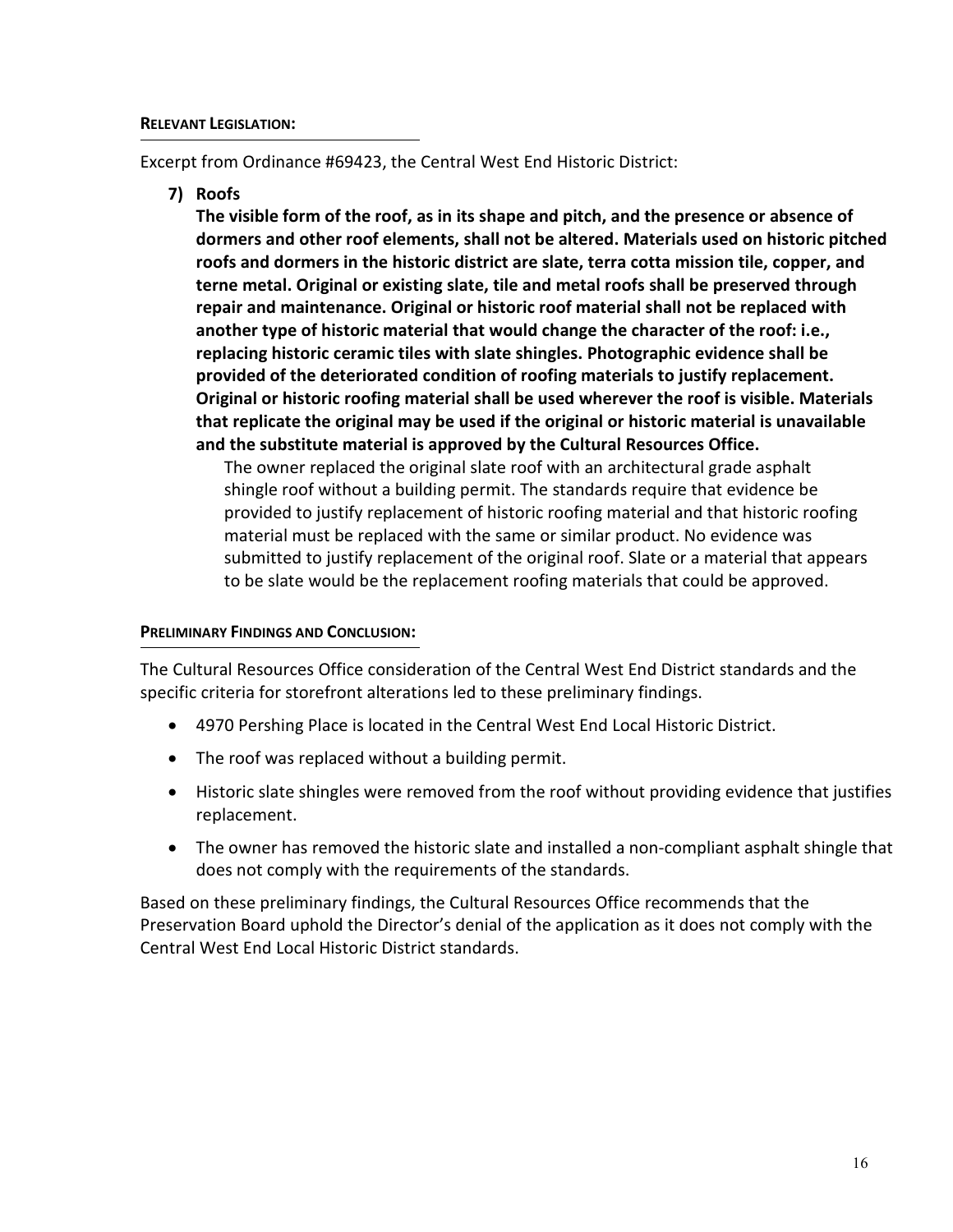**RELEVANT LEGISLATION:**

Excerpt from Ordinance #69423, the Central West End Historic District:

**7) Roofs**

**The visible form of the roof, as in its shape and pitch, and the presence or absence of dormers and other roof elements, shall not be altered. Materials used on historic pitched roofs and dormers in the historic district are slate, terra cotta mission tile, copper, and terne metal. Original or existing slate, tile and metal roofs shall be preserved through repair and maintenance. Original or historic roof material shall not be replaced with another type of historic material that would change the character of the roof: i.e., replacing historic ceramic tiles with slate shingles. Photographic evidence shall be provided of the deteriorated condition of roofing materials to justify replacement. Original or historic roofing material shall be used wherever the roof is visible. Materials that replicate the original may be used if the original or historic material is unavailable and the substitute material is approved by the Cultural Resources Office.**

The owner replaced the original slate roof with an architectural grade asphalt shingle roof without a building permit. The standards require that evidence be provided to justify replacement of historic roofing material and that historic roofing material must be replaced with the same or similar product. No evidence was submitted to justify replacement of the original roof. Slate or a material that appears to be slate would be the replacement roofing materials that could be approved.

**PRELIMINARY FINDINGS AND CONCLUSION:**

The Cultural Resources Office consideration of the Central West End District standards and the specific criteria for storefront alterations led to these preliminary findings.

- 4970 Pershing Place is located in the Central West End Local Historic District.
- The roof was replaced without a building permit.
- Historic slate shingles were removed from the roof without providing evidence that justifies replacement.
- The owner has removed the historic slate and installed a non-compliant asphalt shingle that does not comply with the requirements of the standards.

Based on these preliminary findings, the Cultural Resources Office recommends that the Preservation Board uphold the Director's denial of the application as it does not comply with the Central West End Local Historic District standards.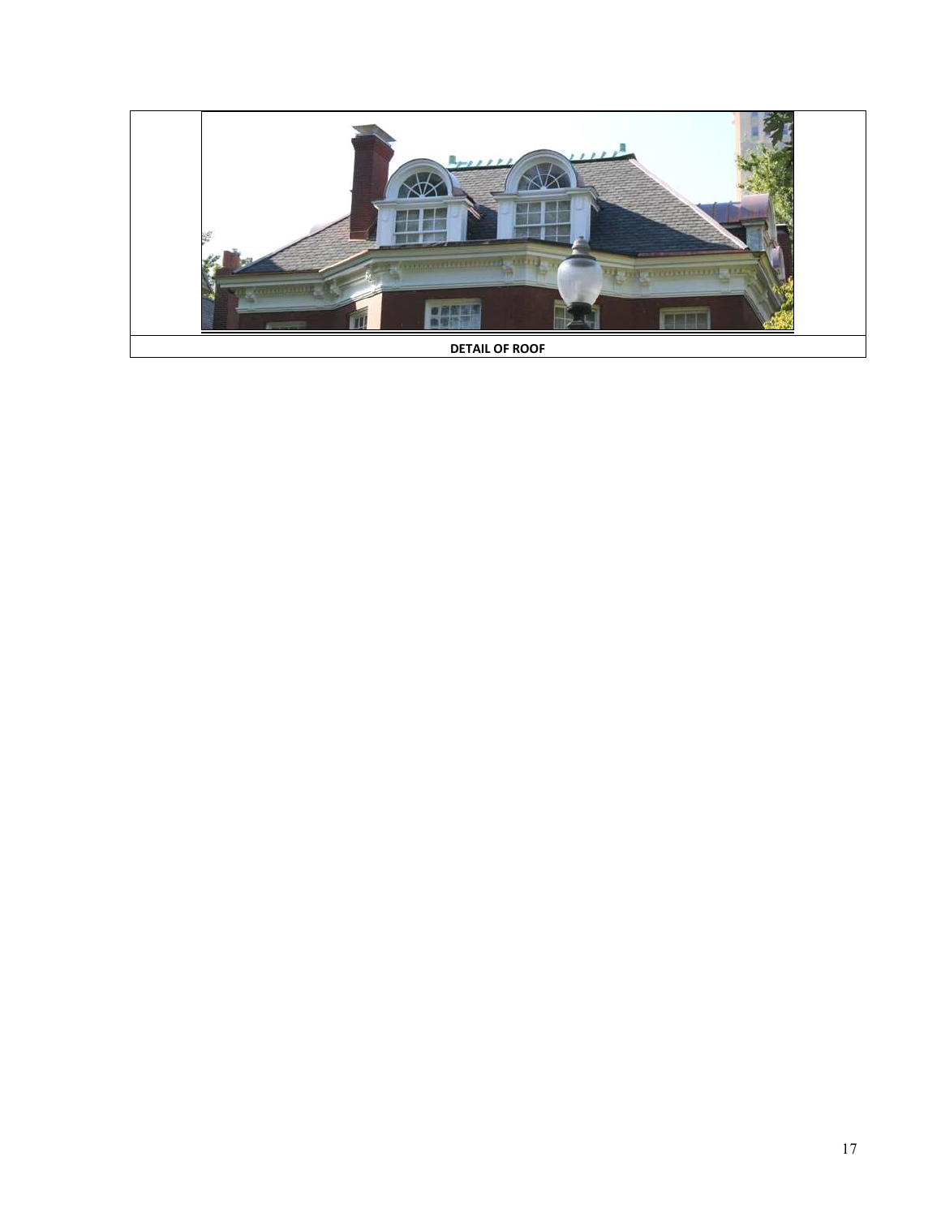DETAIL OF ROOF